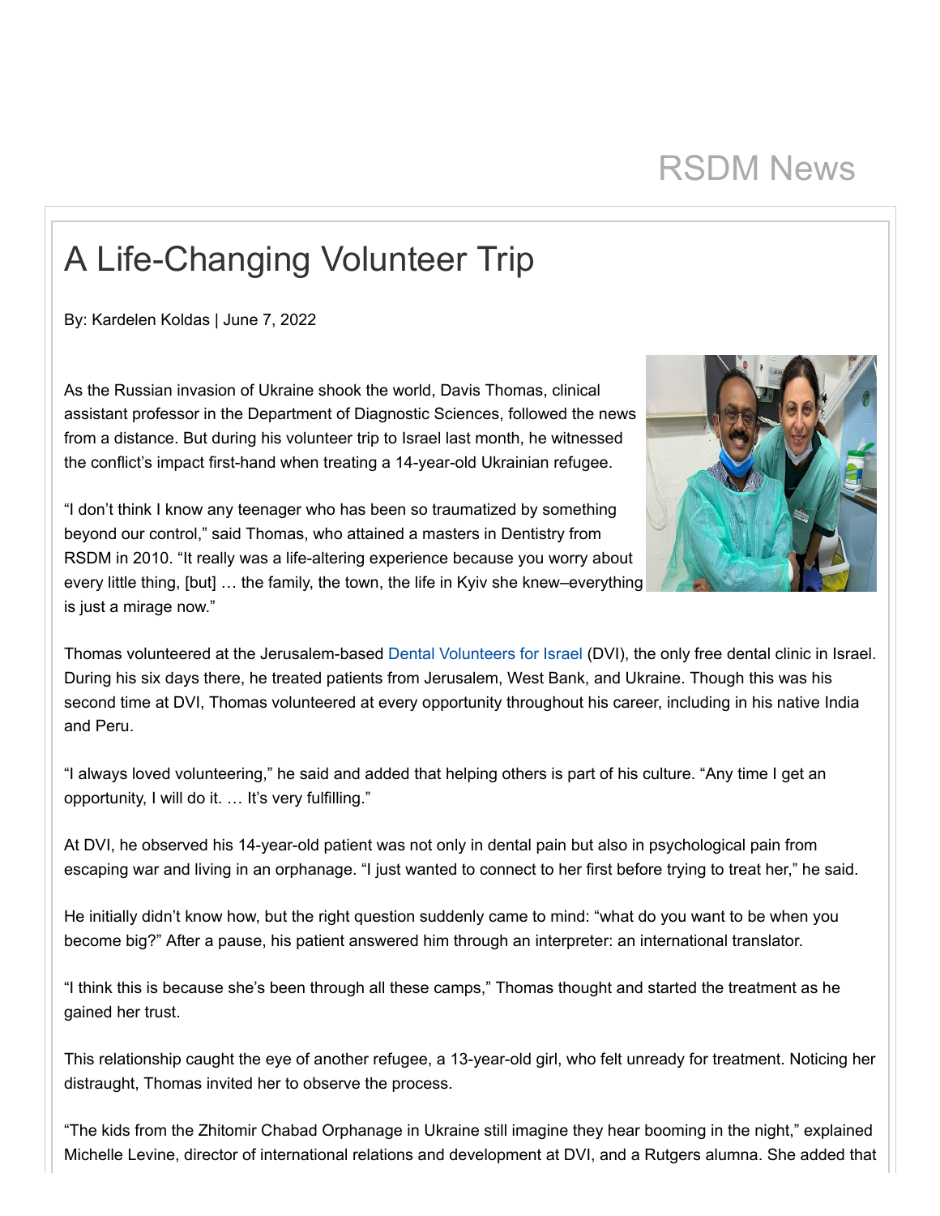RSDM News

# A Life-Changing Volunteer Trip

By: Kardelen Koldas | June 7, 2022

As the Russian invasion of Ukraine shook the world, Davis Thomas, clinical assistant professor in the Department of Diagnostic Sciences, followed the news from a distance. But during his volunteer trip to Israel last month, he witnessed the conflict's impact first-hand when treating a 14-year-old Ukrainian refugee.

"I don't think I know any teenager who has been so traumatized by something beyond our control," said Thomas, who attained a masters in Dentistry from RSDM in 2010. "It really was a life-altering experience because you worry about every little thing, [but] … the family, the town, the life in Kyiv she knew–everything is just a mirage now."

Thomas volunteered at the Jerusalem-based Dental Volunteers for Israel (DVI), the only free dental clinic in Israel. During his six days there, he treated patients from Jerusalem, West Bank, and Ukraine. Though this was his second time at DVI, Thomas volunteered at every opportunity throughout his career, including in his native India and Peru.

"I always loved volunteering," he said and added that helping others is part of his culture. "Any time I get an opportunity, I will do it. … It's very fulfilling."

At DVI, he observed his 14-year-old patient was not only in dental pain but also in psychological pain from escaping war and living in an orphanage. "I just wanted to connect to her first before trying to treat her," he said.

He initially didn't know how, but the right question suddenly came to mind: "what do you want to be when you become big?" After a pause, his patient answered him through an interpreter: an international translator.

"I think this is because she's been through all these camps," Thomas thought and started the treatment as he gained her trust.

This relationship caught the eye of another refugee, a 13-year-old girl, who felt unready for treatment. Noticing her distraught, Thomas invited her to observe the process.

"The kids from the Zhitomir Chabad Orphanage in Ukraine still imagine they hear booming in the night," explained Michelle Levine, director of international relations and development at DVI, and a Rutgers alumna. She added that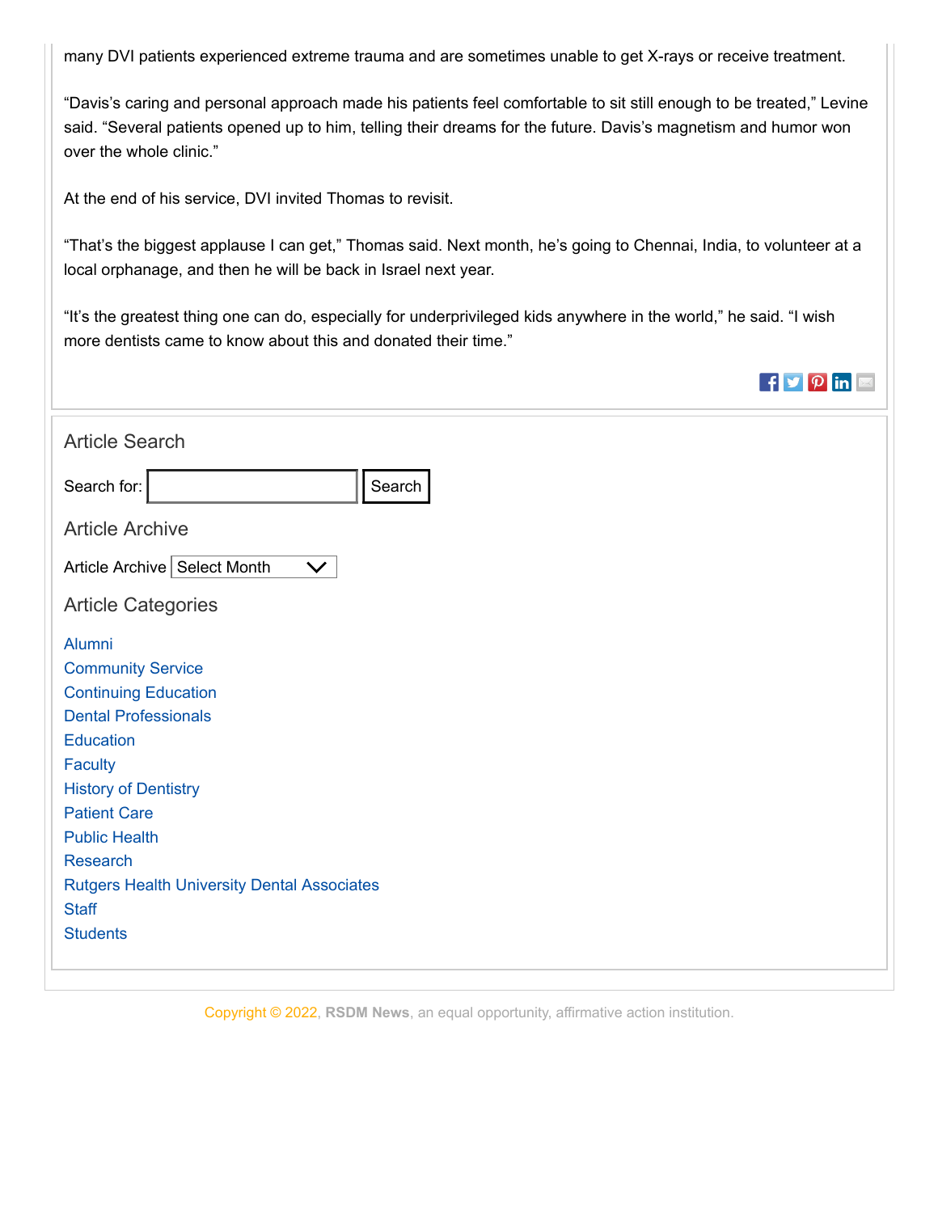many DVI patients experienced extreme trauma and are sometimes unable to get X-rays or receive treatment.

"Davis's caring and personal approach made his patients feel comfortable to sit still enough to be treated," Levine said. "Several patients opened up to him, telling their dreams for the future. Davis's magnetism and humor won over the whole clinic."

At the end of his service, DVI invited Thomas to revisit.

"That's the biggest applause I can get," Thomas said. Next month, he's going to Chennai, India, to volunteer at a local orphanage, and then he will be back in Israel next year.

"It's the greatest thing one can do, especially for underprivileged kids anywhere in the world," he said. "I wish more dentists came to know about this and donated their time."

## Article Search

Search for: Search

## Article Archive

Article Archive Select Month

## Article Categories

- Alumni
- Community Service
- Continuing Education
- Dental Professionals
- Education
- Faculty
- History of Dentistry
- Patient Care
- Public Health
- Research
- Rutgers Health University Dental Associates
- Staff
- Students

Copyright © 2022, **RSDM News**, an equal opportunity, affirmative action institution.